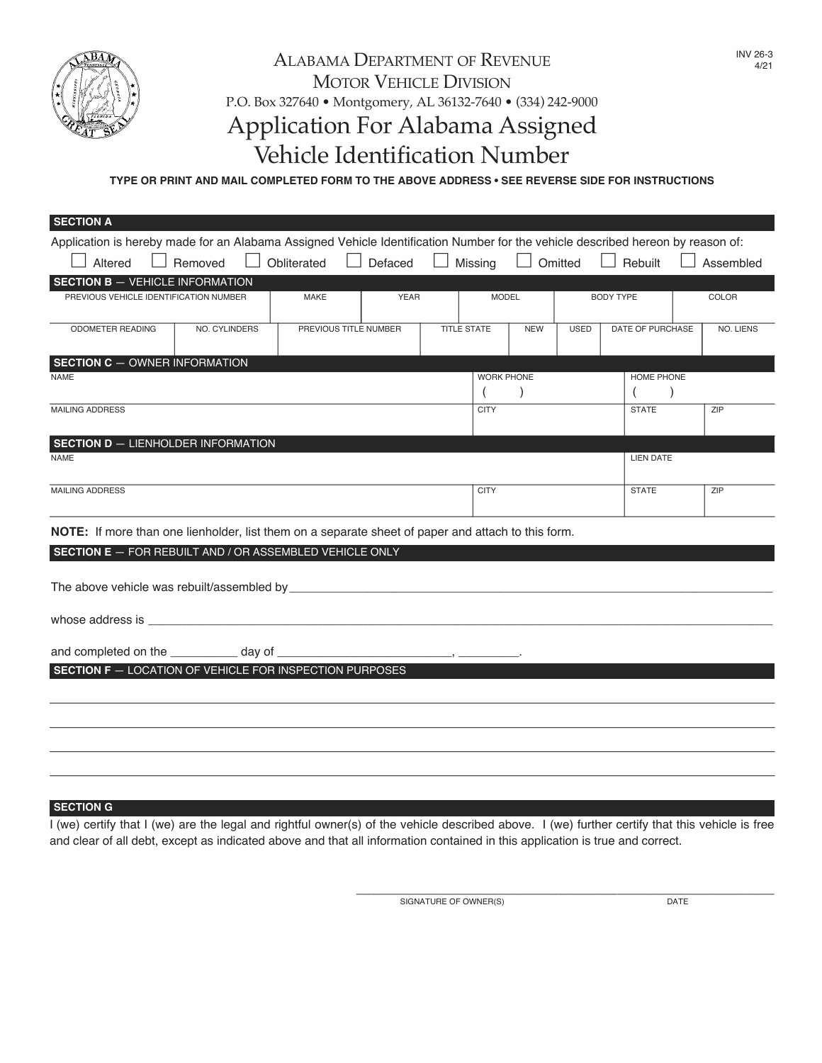INV 26-3
4/21

# ALABAMA DEPARTMENT OF REVENUE
## MOTOR VEHICLE DIVISION

P.O. Box 327640 • Montgomery, AL 36132-7640 • (334) 242-9000

# Application For Alabama Assigned Vehicle Identification Number

**TYPE OR PRINT AND MAIL COMPLETED FORM TO THE ABOVE ADDRESS • SEE REVERSE SIDE FOR INSTRUCTIONS**

### SECTION A

Application is hereby made for an Alabama Assigned Vehicle Identification Number for the vehicle described hereon by reason of:

☐ Altered ☐ Removed ☐ Obliterated ☐ Defaced ☐ Missing ☐ Omitted ☐ Rebuilt ☐ Assembled

### SECTION B — VEHICLE INFORMATION

| PREVIOUS VEHICLE IDENTIFICATION NUMBER | MAKE | YEAR | MODEL | BODY TYPE | COLOR |
|---|---|---|---|---|---|
| | | | | | |

| ODOMETER READING | NO. CYLINDERS | PREVIOUS TITLE NUMBER | TITLE STATE | NEW | USED | DATE OF PURCHASE | NO. LIENS |
|---|---|---|---|---|---|---|---|
| | | | | | | | |

### SECTION C — OWNER INFORMATION

| NAME | WORK PHONE | HOME PHONE | |
|---|---|---|---|
| | ( ) | ( ) | |
| **MAILING ADDRESS** | **CITY** | **STATE** | **ZIP** |
| | | | |

### SECTION D — LIENHOLDER INFORMATION

| NAME | | LIEN DATE | |
|---|---|---|---|
| | | | |
| **MAILING ADDRESS** | **CITY** | **STATE** | **ZIP** |
| | | | |

**NOTE:** If more than one lienholder, list them on a separate sheet of paper and attach to this form.

### SECTION E — FOR REBUILT AND / OR ASSEMBLED VEHICLE ONLY

The above vehicle was rebuilt/assembled by ______________________________

whose address is ______________________________

and completed on the __________ day of __________________________, _________.

### SECTION F — LOCATION OF VEHICLE FOR INSPECTION PURPOSES

______________________________

______________________________

______________________________

______________________________

### SECTION G

I (we) certify that I (we) are the legal and rightful owner(s) of the vehicle described above. I (we) further certify that this vehicle is free and clear of all debt, except as indicated above and that all information contained in this application is true and correct.

______________________________ ______________
SIGNATURE OF OWNER(S) DATE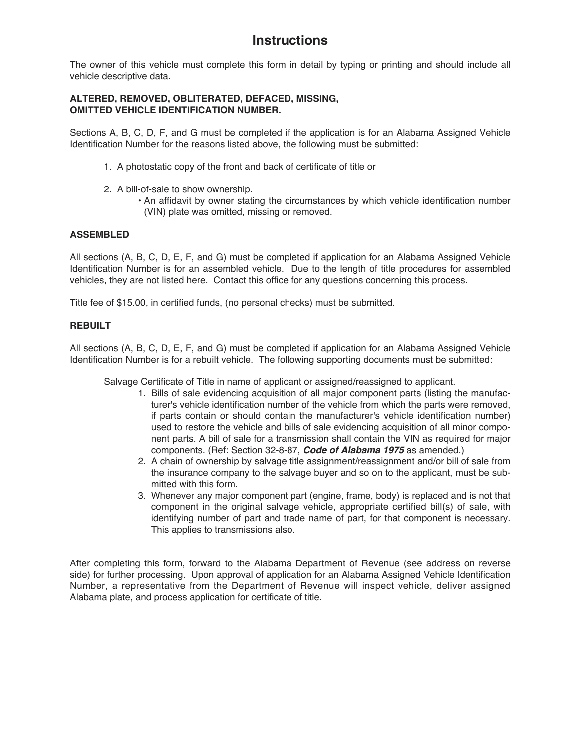# Instructions

The owner of this vehicle must complete this form in detail by typing or printing and should include all vehicle descriptive data.

**ALTERED, REMOVED, OBLITERATED, DEFACED, MISSING, OMITTED VEHICLE IDENTIFICATION NUMBER.**

Sections A, B, C, D, F, and G must be completed if the application is for an Alabama Assigned Vehicle Identification Number for the reasons listed above, the following must be submitted:

1. A photostatic copy of the front and back of certificate of title or
2. A bill-of-sale to show ownership.
   - An affidavit by owner stating the circumstances by which vehicle identification number (VIN) plate was omitted, missing or removed.

**ASSEMBLED**

All sections (A, B, C, D, E, F, and G) must be completed if application for an Alabama Assigned Vehicle Identification Number is for an assembled vehicle. Due to the length of title procedures for assembled vehicles, they are not listed here. Contact this office for any questions concerning this process.

Title fee of $15.00, in certified funds, (no personal checks) must be submitted.

**REBUILT**

All sections (A, B, C, D, E, F, and G) must be completed if application for an Alabama Assigned Vehicle Identification Number is for a rebuilt vehicle. The following supporting documents must be submitted:

Salvage Certificate of Title in name of applicant or assigned/reassigned to applicant.

1. Bills of sale evidencing acquisition of all major component parts (listing the manufacturer's vehicle identification number of the vehicle from which the parts were removed, if parts contain or should contain the manufacturer's vehicle identification number) used to restore the vehicle and bills of sale evidencing acquisition of all minor component parts. A bill of sale for a transmission shall contain the VIN as required for major components. (Ref: Section 32-8-87, ***Code of Alabama 1975*** as amended.)
2. A chain of ownership by salvage title assignment/reassignment and/or bill of sale from the insurance company to the salvage buyer and so on to the applicant, must be submitted with this form.
3. Whenever any major component part (engine, frame, body) is replaced and is not that component in the original salvage vehicle, appropriate certified bill(s) of sale, with identifying number of part and trade name of part, for that component is necessary. This applies to transmissions also.

After completing this form, forward to the Alabama Department of Revenue (see address on reverse side) for further processing. Upon approval of application for an Alabama Assigned Vehicle Identification Number, a representative from the Department of Revenue will inspect vehicle, deliver assigned Alabama plate, and process application for certificate of title.